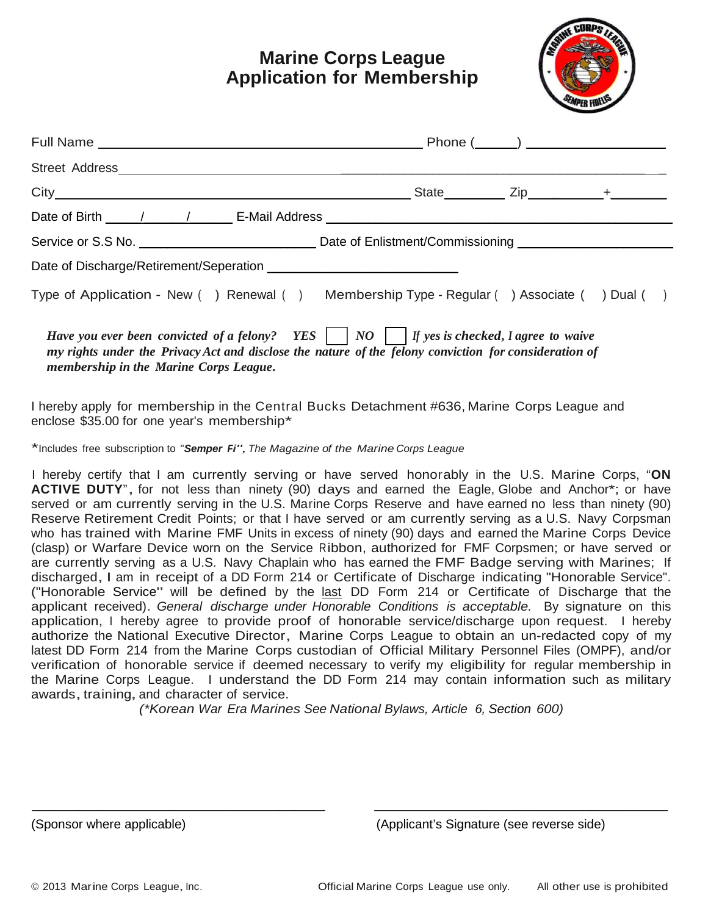# Marine Corps League
# Application for Membership

Full Name ____________________________________________ Phone (_____) ___________________

Street Address ________________________________________________________________________

City ____________________________________________ State _________ Zip __________+_______

Date of Birth ____/_____/______ E-Mail Address _________________________________________

Service or S.S No. ________________________ Date of Enlistment/Commissioning ________________

Date of Discharge/Retirement/Seperation ________________________

Type of Application - New ( ) Renewal ( ) Membership Type - Regular ( ) Associate ( ) Dual ( )

***Have you ever been convicted of a felony? YES ☐ NO ☐ If yes is checked, I agree to waive my rights under the Privacy Act and disclose the nature of the felony conviction for consideration of membership in the Marine Corps League.***

I hereby apply for membership in the Central Bucks Detachment #636, Marine Corps League and enclose $35.00 for one year's membership*

*Includes free subscription to "***Semper Fi''***, *The Magazine of the Marine Corps League*

I hereby certify that I am currently serving or have served honorably in the U.S. Marine Corps, "**ON ACTIVE DUTY**", for not less than ninety (90) days and earned the Eagle, Globe and Anchor*; or have served or am currently serving in the U.S. Marine Corps Reserve and have earned no less than ninety (90) Reserve Retirement Credit Points; or that I have served or am currently serving as a U.S. Navy Corpsman who has trained with Marine FMF Units in excess of ninety (90) days and earned the Marine Corps Device (clasp) or Warfare Device worn on the Service Ribbon, authorized for FMF Corpsmen; or have served or are currently serving as a U.S. Navy Chaplain who has earned the FMF Badge serving with Marines; If discharged, I am in receipt of a DD Form 214 or Certificate of Discharge indicating "Honorable Service". ("Honorable Service" will be defined by the last DD Form 214 or Certificate of Discharge that the applicant received). *General discharge under Honorable Conditions is acceptable.* By signature on this application, I hereby agree to provide proof of honorable service/discharge upon request. I hereby authorize the National Executive Director, Marine Corps League to obtain an un-redacted copy of my latest DD Form 214 from the Marine Corps custodian of Official Military Personnel Files (OMPF), and/or verification of honorable service if deemed necessary to verify my eligibility for regular membership in the Marine Corps League. I understand the DD Form 214 may contain information such as military awards, training, and character of service.

*(*Korean War Era Marines See National Bylaws, Article 6, Section 600)*

________________________________________ ________________________________________

(Sponsor where applicable) (Applicant's Signature (see reverse side)

© 2013 Marine Corps League, Inc. Official Marine Corps League use only. All other use is prohibited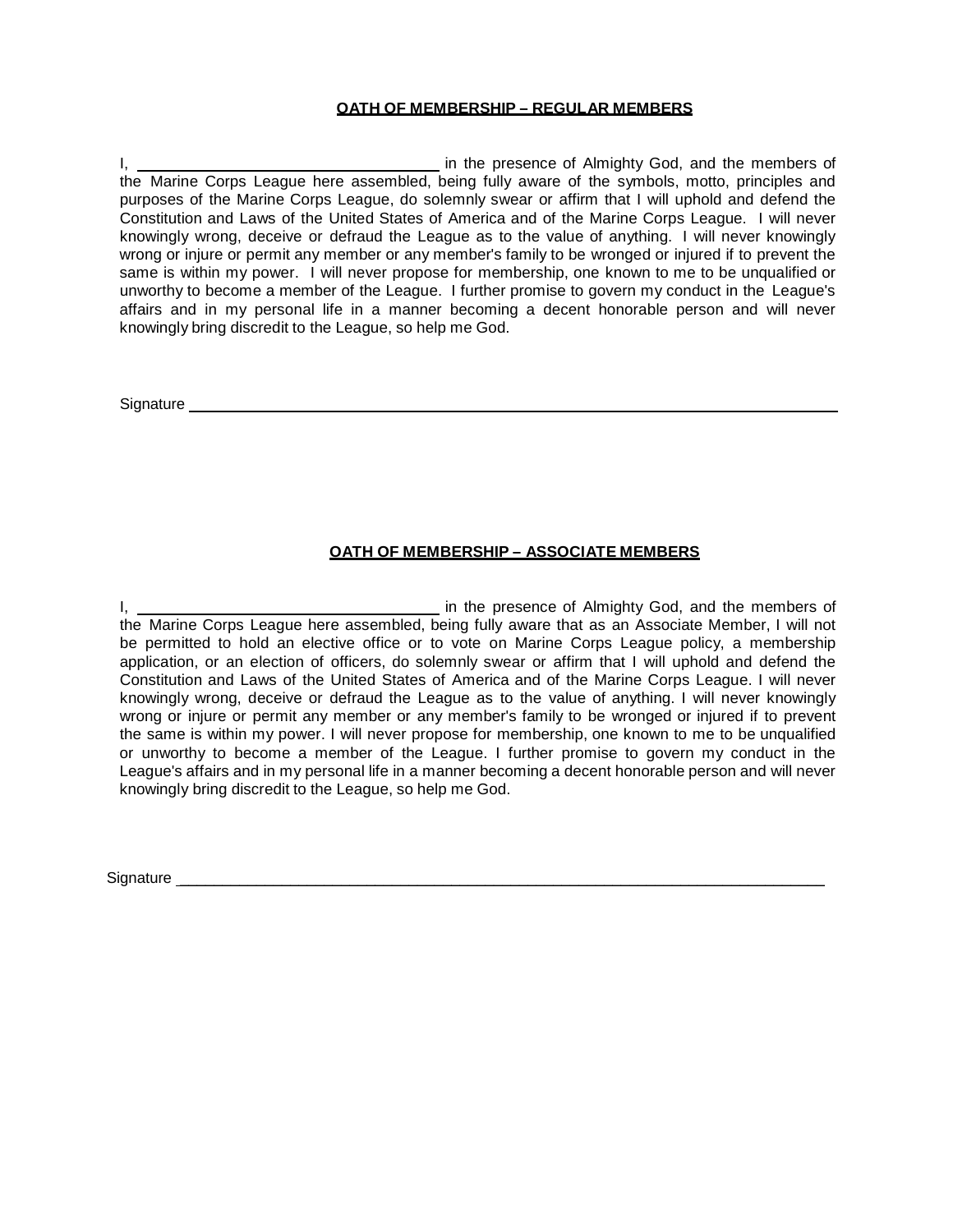**OATH OF MEMBERSHIP – REGULAR MEMBERS**

I, ___________________________________ in the presence of Almighty God, and the members of the Marine Corps League here assembled, being fully aware of the symbols, motto, principles and purposes of the Marine Corps League, do solemnly swear or affirm that I will uphold and defend the Constitution and Laws of the United States of America and of the Marine Corps League. I will never knowingly wrong, deceive or defraud the League as to the value of anything. I will never knowingly wrong or injure or permit any member or any member's family to be wronged or injured if to prevent the same is within my power. I will never propose for membership, one known to me to be unqualified or unworthy to become a member of the League. I further promise to govern my conduct in the League's affairs and in my personal life in a manner becoming a decent honorable person and will never knowingly bring discredit to the League, so help me God.

Signature ___________________________________________________________________________

**OATH OF MEMBERSHIP – ASSOCIATE MEMBERS**

I, ___________________________________ in the presence of Almighty God, and the members of the Marine Corps League here assembled, being fully aware that as an Associate Member, I will not be permitted to hold an elective office or to vote on Marine Corps League policy, a membership application, or an election of officers, do solemnly swear or affirm that I will uphold and defend the Constitution and Laws of the United States of America and of the Marine Corps League. I will never knowingly wrong, deceive or defraud the League as to the value of anything. I will never knowingly wrong or injure or permit any member or any member's family to be wronged or injured if to prevent the same is within my power. I will never propose for membership, one known to me to be unqualified or unworthy to become a member of the League. I further promise to govern my conduct in the League's affairs and in my personal life in a manner becoming a decent honorable person and will never knowingly bring discredit to the League, so help me God.

Signature ___________________________________________________________________________